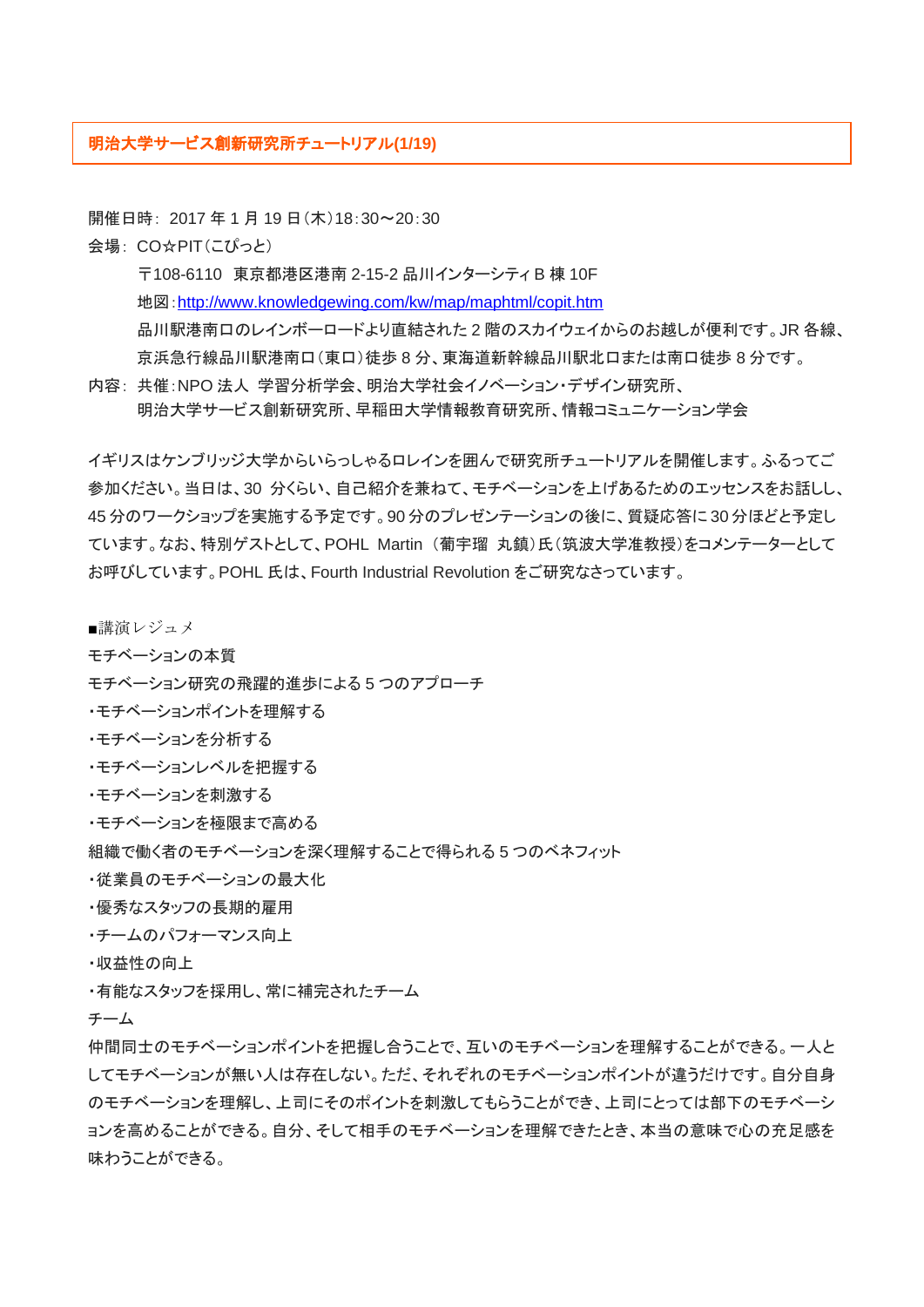## 明治大学サービス創新研究所チュートリアル(1/19)

開催日時: 2017 年 1 月 19 日(木)18:30〜20:30

会場: CO☆PIT(こぴっと)

〒108-6110 東京都港区港南 2-15-2 品川インターシティ B 棟 10F

地図:http://www.knowledgewing.com/kw/map/maphtml/copit.htm

品川駅港南口のレインボーロードより直結された 2 階のスカイウェイからのお越しが便利です。JR 各線、京浜急行線品川駅港南口(東口)徒歩 8 分、東海道新幹線品川駅北口または南口徒歩 8 分です。

内容: 共催:NPO 法人 学習分析学会、明治大学社会イノベーション・デザイン研究所、明治大学サービス創新研究所、早稲田大学情報教育研究所、情報コミュニケーション学会

イギリスはケンブリッジ大学からいらっしゃるロレインを囲んで研究所チュートリアルを開催します。ふるってご参加ください。当日は、30 分くらい、自己紹介を兼ねて、モチベーションを上げあるためのエッセンスをお話しし、45 分のワークショップを実施する予定です。90 分のプレゼンテーションの後に、質疑応答に 30 分ほどと予定しています。なお、特別ゲストとして、POHL Martin (葡宇瑠 丸鎮)氏(筑波大学准教授)をコメンテーターとしてお呼びしています。POHL 氏は、Fourth Industrial Revolution をご研究なさっています。

■講演レジュメ

モチベーションの本質

モチベーション研究の飛躍的進歩による 5 つのアプローチ

- モチベーションポイントを理解する
- モチベーションを分析する
- モチベーションレベルを把握する
- モチベーションを刺激する
- モチベーションを極限まで高める

組織で働く者のモチベーションを深く理解することで得られる 5 つのベネフィット

- 従業員のモチベーションの最大化
- 優秀なスタッフの長期的雇用
- チームのパフォーマンス向上
- 収益性の向上
- 有能なスタッフを採用し、常に補完されたチーム

チーム

仲間同士のモチベーションポイントを把握し合うことで、互いのモチベーションを理解することができる。一人としてモチベーションが無い人は存在しない。ただ、それぞれのモチベーションポイントが違うだけです。自分自身のモチベーションを理解し、上司にそのポイントを刺激してもらうことができ、上司にとっては部下のモチベーションを高めることができる。自分、そして相手のモチベーションを理解できたとき、本当の意味で心の充足感を味わうことができる。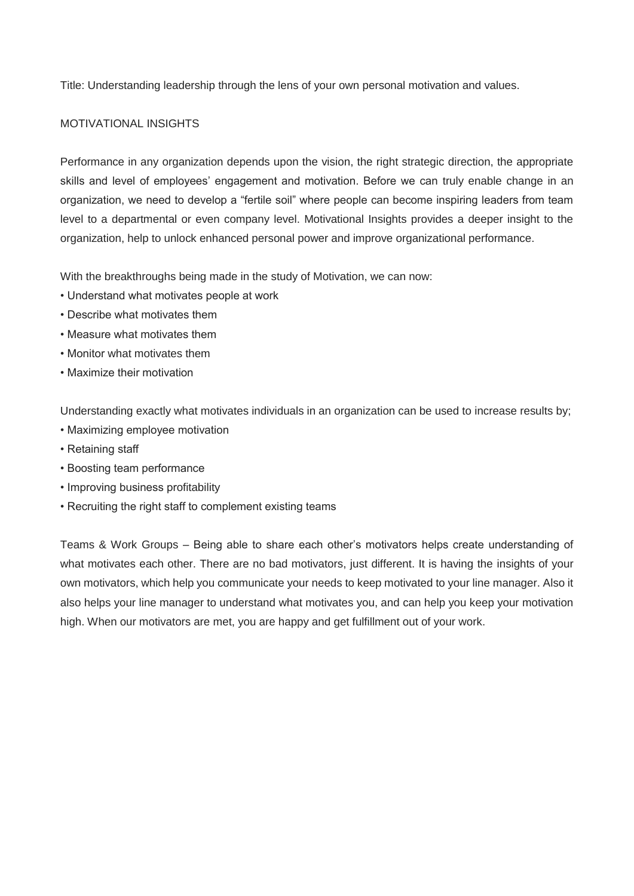Title: Understanding leadership through the lens of your own personal motivation and values.

## MOTIVATIONAL INSIGHTS

Performance in any organization depends upon the vision, the right strategic direction, the appropriate skills and level of employees' engagement and motivation. Before we can truly enable change in an organization, we need to develop a "fertile soil" where people can become inspiring leaders from team level to a departmental or even company level. Motivational Insights provides a deeper insight to the organization, help to unlock enhanced personal power and improve organizational performance.

With the breakthroughs being made in the study of Motivation, we can now:

- Understand what motivates people at work
- Describe what motivates them
- Measure what motivates them
- Monitor what motivates them
- Maximize their motivation

Understanding exactly what motivates individuals in an organization can be used to increase results by;

- Maximizing employee motivation
- Retaining staff
- Boosting team performance
- Improving business profitability
- Recruiting the right staff to complement existing teams

Teams & Work Groups – Being able to share each other's motivators helps create understanding of what motivates each other. There are no bad motivators, just different. It is having the insights of your own motivators, which help you communicate your needs to keep motivated to your line manager. Also it also helps your line manager to understand what motivates you, and can help you keep your motivation high. When our motivators are met, you are happy and get fulfillment out of your work.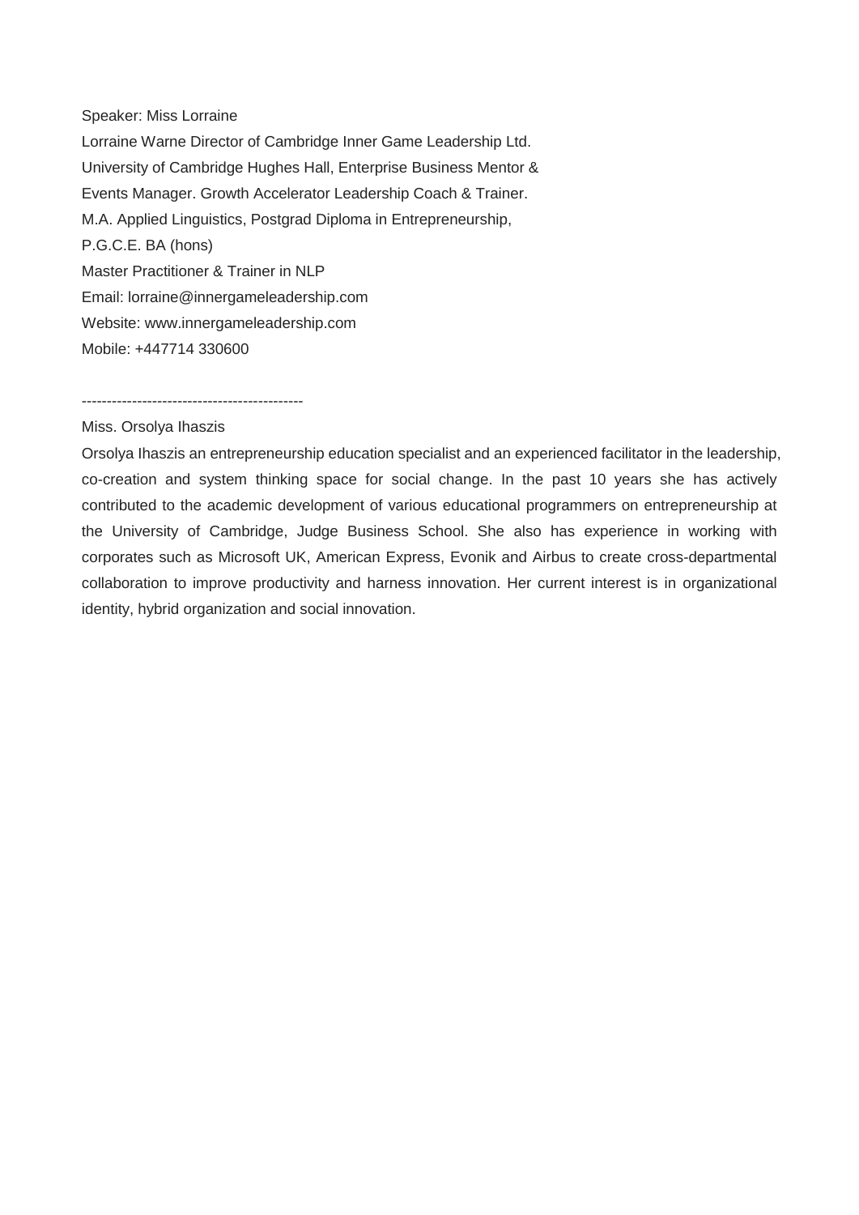Speaker: Miss Lorraine

Lorraine Warne Director of Cambridge Inner Game Leadership Ltd.
University of Cambridge Hughes Hall, Enterprise Business Mentor &
Events Manager. Growth Accelerator Leadership Coach & Trainer.
M.A. Applied Linguistics, Postgrad Diploma in Entrepreneurship,
P.G.C.E. BA (hons)
Master Practitioner & Trainer in NLP
Email: lorraine@innergameleadership.com
Website: www.innergameleadership.com
Mobile: +447714 330600

--------------------------------------------

Miss. Orsolya Ihaszis

Orsolya Ihaszis an entrepreneurship education specialist and an experienced facilitator in the leadership, co-creation and system thinking space for social change. In the past 10 years she has actively contributed to the academic development of various educational programmers on entrepreneurship at the University of Cambridge, Judge Business School. She also has experience in working with corporates such as Microsoft UK, American Express, Evonik and Airbus to create cross-departmental collaboration to improve productivity and harness innovation. Her current interest is in organizational identity, hybrid organization and social innovation.